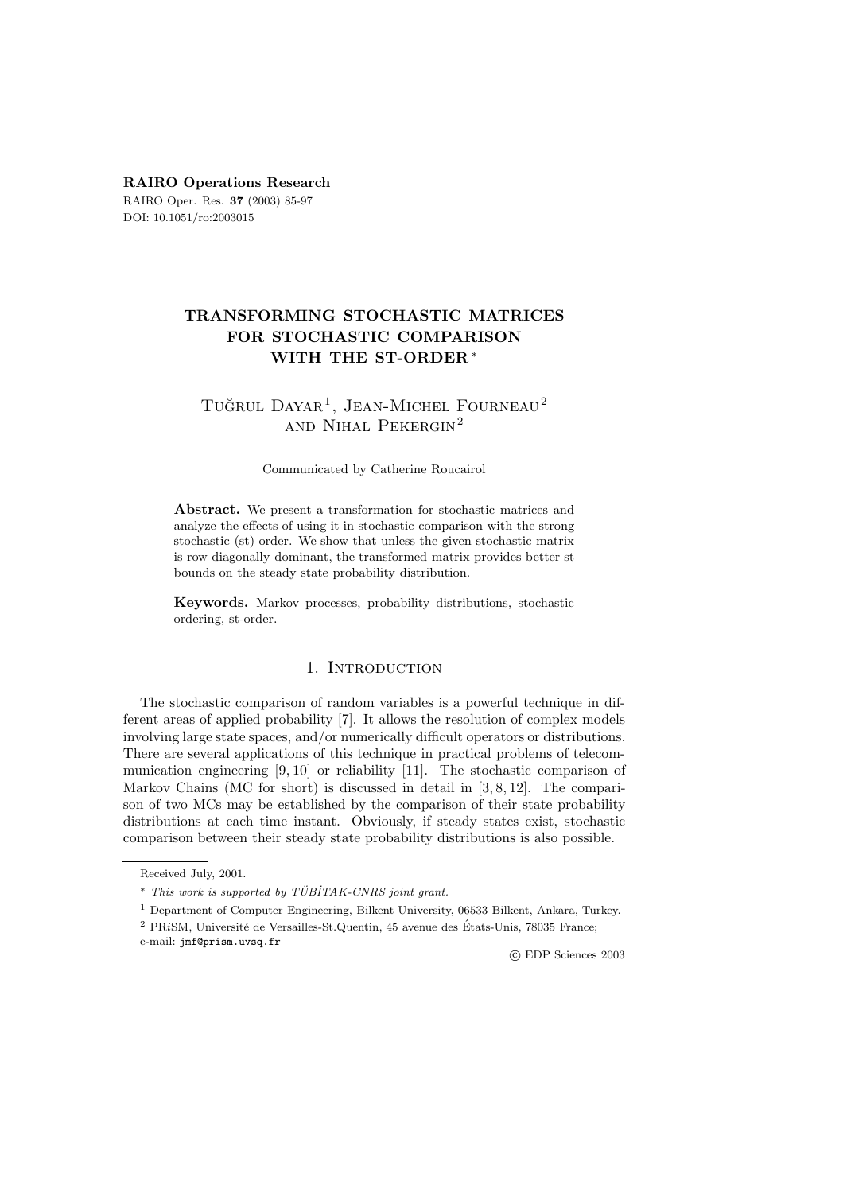**RAIRO Operations Research**

RAIRO Oper. Res. **37** (2003) 85-97

DOI: 10.1051/ro:2003015

# TRANSFORMING STOCHASTIC MATRICES FOR STOCHASTIC COMPARISON WITH THE ST-ORDER *

Tuğrul Dayar [1], Jean-Michel Fourneau [2] and Nihal Pekergin [2]

Communicated by Catherine Roucairol

**Abstract.** We present a transformation for stochastic matrices and analyze the effects of using it in stochastic comparison with the strong stochastic (st) order. We show that unless the given stochastic matrix is row diagonally dominant, the transformed matrix provides better st bounds on the steady state probability distribution.

**Keywords.** Markov processes, probability distributions, stochastic ordering, st-order.

## 1. Introduction

The stochastic comparison of random variables is a powerful technique in different areas of applied probability [7]. It allows the resolution of complex models involving large state spaces, and/or numerically difficult operators or distributions. There are several applications of this technique in practical problems of telecommunication engineering [9, 10] or reliability [11]. The stochastic comparison of Markov Chains (MC for short) is discussed in detail in [3, 8, 12]. The comparison of two MCs may be established by the comparison of their state probability distributions at each time instant. Obviously, if steady states exist, stochastic comparison between their steady state probability distributions is also possible.

Received July, 2001.

* *This work is supported by TÜBİTAK-CNRS joint grant.*

[1] Department of Computer Engineering, Bilkent University, 06533 Bilkent, Ankara, Turkey.

[2] PRiSM, Université de Versailles-St.Quentin, 45 avenue des États-Unis, 78035 France; e-mail: jmf@prism.uvsq.fr

© EDP Sciences 2003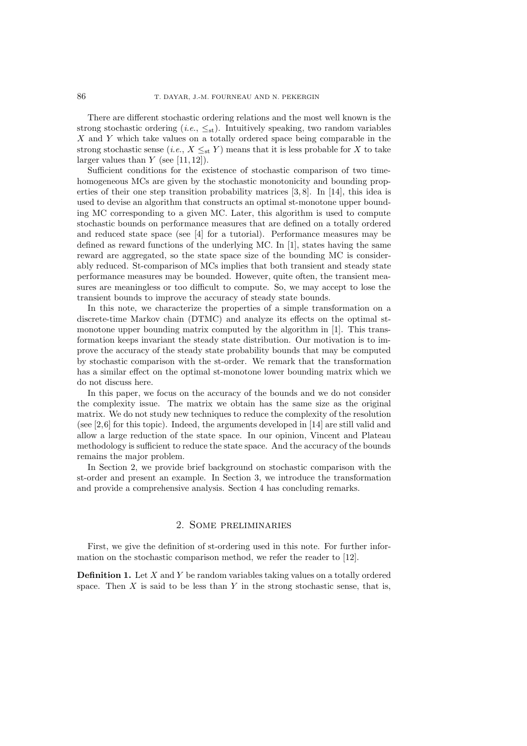There are different stochastic ordering relations and the most well known is the strong stochastic ordering (*i.e.*, $\leq_{\rm st}$). Intuitively speaking, two random variables $X$ and $Y$ which take values on a totally ordered space being comparable in the strong stochastic sense (*i.e.*, $X \leq_{\rm st} Y$) means that it is less probable for $X$ to take larger values than $Y$ (see [11, 12]).

Sufficient conditions for the existence of stochastic comparison of two time-homogeneous MCs are given by the stochastic monotonicity and bounding properties of their one step transition probability matrices [3, 8]. In [14], this idea is used to devise an algorithm that constructs an optimal st-monotone upper bounding MC corresponding to a given MC. Later, this algorithm is used to compute stochastic bounds on performance measures that are defined on a totally ordered and reduced state space (see [4] for a tutorial). Performance measures may be defined as reward functions of the underlying MC. In [1], states having the same reward are aggregated, so the state space size of the bounding MC is considerably reduced. St-comparison of MCs implies that both transient and steady state performance measures may be bounded. However, quite often, the transient measures are meaningless or too difficult to compute. So, we may accept to lose the transient bounds to improve the accuracy of steady state bounds.

In this note, we characterize the properties of a simple transformation on a discrete-time Markov chain (DTMC) and analyze its effects on the optimal st-monotone upper bounding matrix computed by the algorithm in [1]. This transformation keeps invariant the steady state distribution. Our motivation is to improve the accuracy of the steady state probability bounds that may be computed by stochastic comparison with the st-order. We remark that the transformation has a similar effect on the optimal st-monotone lower bounding matrix which we do not discuss here.

In this paper, we focus on the accuracy of the bounds and we do not consider the complexity issue. The matrix we obtain has the same size as the original matrix. We do not study new techniques to reduce the complexity of the resolution (see [2,6] for this topic). Indeed, the arguments developed in [14] are still valid and allow a large reduction of the state space. In our opinion, Vincent and Plateau methodology is sufficient to reduce the state space. And the accuracy of the bounds remains the major problem.

In Section 2, we provide brief background on stochastic comparison with the st-order and present an example. In Section 3, we introduce the transformation and provide a comprehensive analysis. Section 4 has concluding remarks.

## 2. Some preliminaries

First, we give the definition of st-ordering used in this note. For further information on the stochastic comparison method, we refer the reader to [12].

**Definition 1.** Let $X$ and $Y$ be random variables taking values on a totally ordered space. Then $X$ is said to be less than $Y$ in the strong stochastic sense, that is,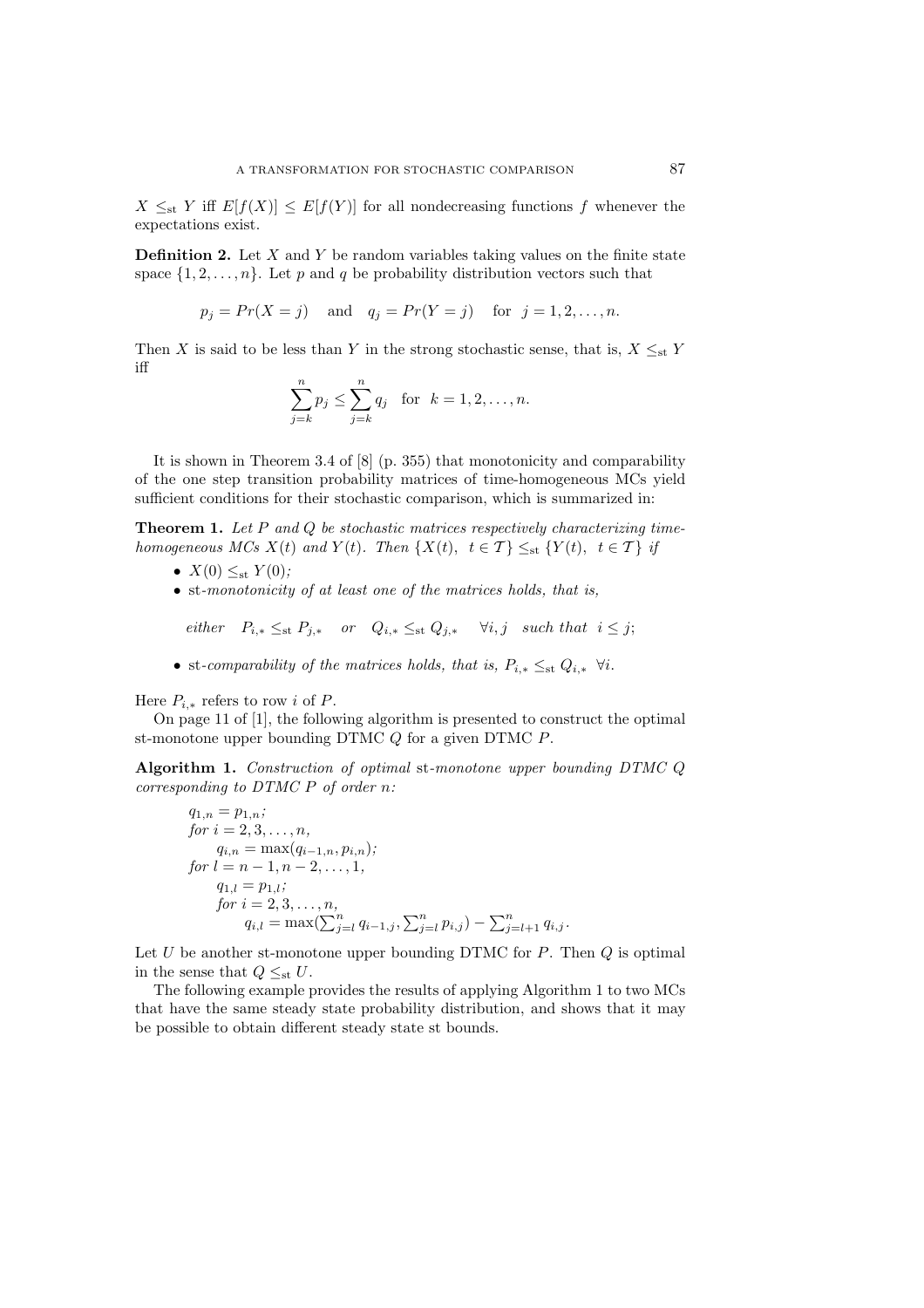$X \leq_{\rm st} Y$ iff $E[f(X)] \leq E[f(Y)]$ for all nondecreasing functions $f$ whenever the expectations exist.

**Definition 2.** Let $X$ and $Y$ be random variables taking values on the finite state space $\{1, 2, \ldots, n\}$. Let $p$ and $q$ be probability distribution vectors such that

$$p_j = Pr(X = j) \quad \text{and} \quad q_j = Pr(Y = j) \quad \text{for} \quad j = 1, 2, \ldots, n.$$

Then $X$ is said to be less than $Y$ in the strong stochastic sense, that is, $X \leq_{\rm st} Y$ iff

$$\sum_{j=k}^{n} p_j \leq \sum_{j=k}^{n} q_j \quad \text{for} \quad k = 1, 2, \ldots, n.$$

It is shown in Theorem 3.4 of [8] (p. 355) that monotonicity and comparability of the one step transition probability matrices of time-homogeneous MCs yield sufficient conditions for their stochastic comparison, which is summarized in:

**Theorem 1.** *Let $P$ and $Q$ be stochastic matrices respectively characterizing time-homogeneous MCs $X(t)$ and $Y(t)$. Then $\{X(t),\ t \in \mathcal{T}\} \leq_{\rm st} \{Y(t),\ t \in \mathcal{T}\}$ if*

- $X(0) \leq_{\rm st} Y(0)$;
- st*-monotonicity of at least one of the matrices holds, that is,*

  *either* $\quad P_{i,*} \leq_{\rm st} P_{j,*} \quad$ *or* $\quad Q_{i,*} \leq_{\rm st} Q_{j,*} \quad \forall i, j \quad$ *such that* $\; i \leq j$;

- st*-comparability of the matrices holds, that is,* $P_{i,*} \leq_{\rm st} Q_{i,*} \;\; \forall i$.

Here $P_{i,*}$ refers to row $i$ of $P$.

On page 11 of [1], the following algorithm is presented to construct the optimal st-monotone upper bounding DTMC $Q$ for a given DTMC $P$.

**Algorithm 1.** *Construction of optimal* st*-monotone upper bounding DTMC $Q$ corresponding to DTMC $P$ of order $n$:*

> $q_{1,n} = p_{1,n}$;
> *for* $i = 2, 3, \ldots, n$,
> $\quad q_{i,n} = \max(q_{i-1,n}, p_{i,n})$;
> *for* $l = n-1, n-2, \ldots, 1$,
> $\quad q_{1,l} = p_{1,l}$;
> $\quad$ *for* $i = 2, 3, \ldots, n$,
> $\quad\quad q_{i,l} = \max(\sum_{j=l}^{n} q_{i-1,j}, \sum_{j=l}^{n} p_{i,j}) - \sum_{j=l+1}^{n} q_{i,j}$.

Let $U$ be another st-monotone upper bounding DTMC for $P$. Then $Q$ is optimal in the sense that $Q \leq_{\rm st} U$.

The following example provides the results of applying Algorithm 1 to two MCs that have the same steady state probability distribution, and shows that it may be possible to obtain different steady state st bounds.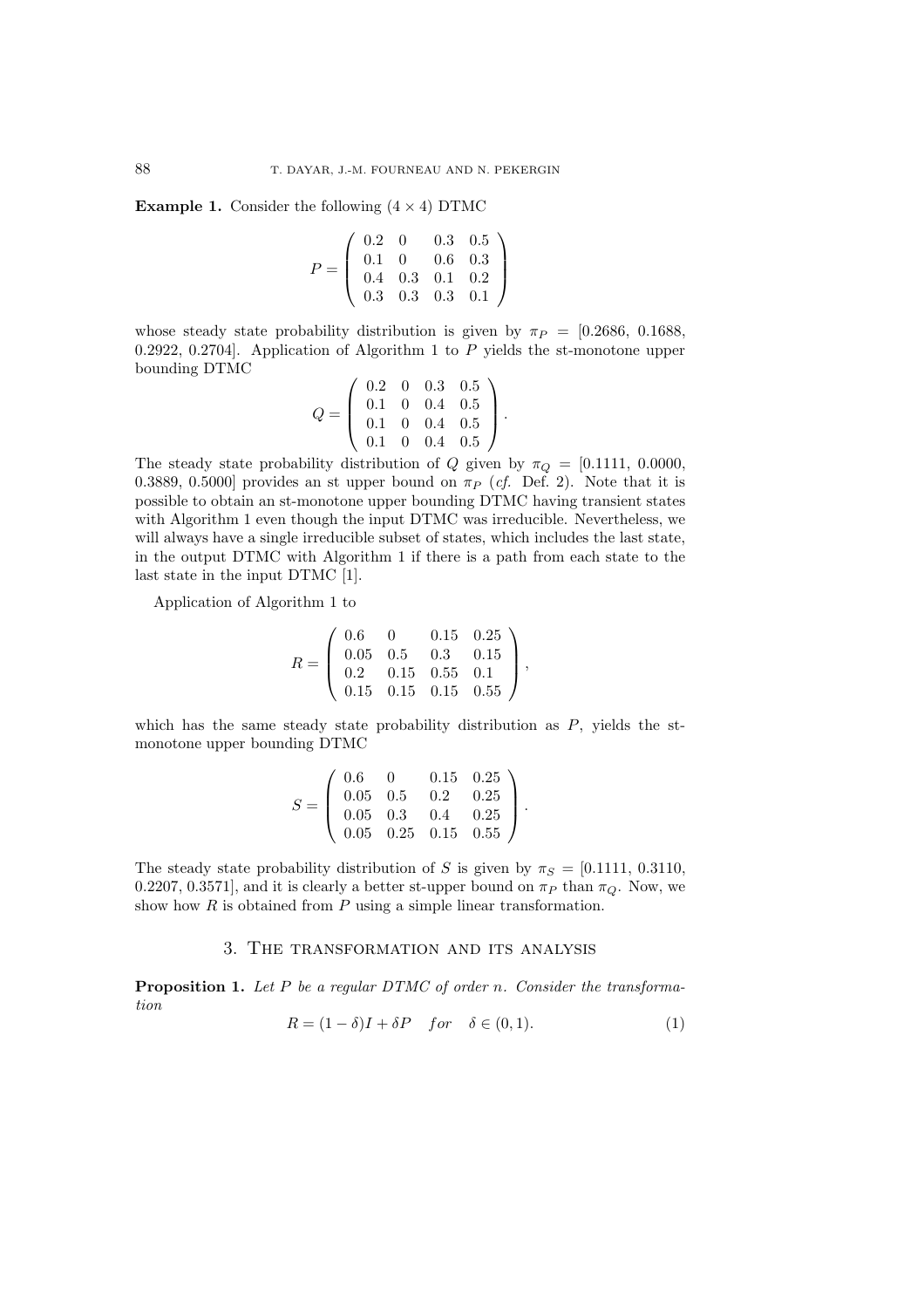**Example 1.** Consider the following $(4 \times 4)$ DTMC

$$P = \begin{pmatrix} 0.2 & 0 & 0.3 & 0.5 \\ 0.1 & 0 & 0.6 & 0.3 \\ 0.4 & 0.3 & 0.1 & 0.2 \\ 0.3 & 0.3 & 0.3 & 0.1 \end{pmatrix}$$

whose steady state probability distribution is given by $\pi_P = [0.2686,\ 0.1688,\ 0.2922,\ 0.2704]$. Application of Algorithm 1 to $P$ yields the st-monotone upper bounding DTMC

$$Q = \begin{pmatrix} 0.2 & 0 & 0.3 & 0.5 \\ 0.1 & 0 & 0.4 & 0.5 \\ 0.1 & 0 & 0.4 & 0.5 \\ 0.1 & 0 & 0.4 & 0.5 \end{pmatrix}.$$

The steady state probability distribution of $Q$ given by $\pi_Q = [0.1111,\ 0.0000,\ 0.3889,\ 0.5000]$ provides an st upper bound on $\pi_P$ (*cf.* Def. 2). Note that it is possible to obtain an st-monotone upper bounding DTMC having transient states with Algorithm 1 even though the input DTMC was irreducible. Nevertheless, we will always have a single irreducible subset of states, which includes the last state, in the output DTMC with Algorithm 1 if there is a path from each state to the last state in the input DTMC [1].

Application of Algorithm 1 to

$$R = \begin{pmatrix} 0.6 & 0 & 0.15 & 0.25 \\ 0.05 & 0.5 & 0.3 & 0.15 \\ 0.2 & 0.15 & 0.55 & 0.1 \\ 0.15 & 0.15 & 0.15 & 0.55 \end{pmatrix},$$

which has the same steady state probability distribution as $P$, yields the st-monotone upper bounding DTMC

$$S = \begin{pmatrix} 0.6 & 0 & 0.15 & 0.25 \\ 0.05 & 0.5 & 0.2 & 0.25 \\ 0.05 & 0.3 & 0.4 & 0.25 \\ 0.05 & 0.25 & 0.15 & 0.55 \end{pmatrix}.$$

The steady state probability distribution of $S$ is given by $\pi_S = [0.1111,\ 0.3110,\ 0.2207,\ 0.3571]$, and it is clearly a better st-upper bound on $\pi_P$ than $\pi_Q$. Now, we show how $R$ is obtained from $P$ using a simple linear transformation.

## 3. The transformation and its analysis

**Proposition 1.** *Let $P$ be a regular DTMC of order $n$. Consider the transformation*

$$R = (1-\delta)I + \delta P \quad for \quad \delta \in (0,1). \tag{1}$$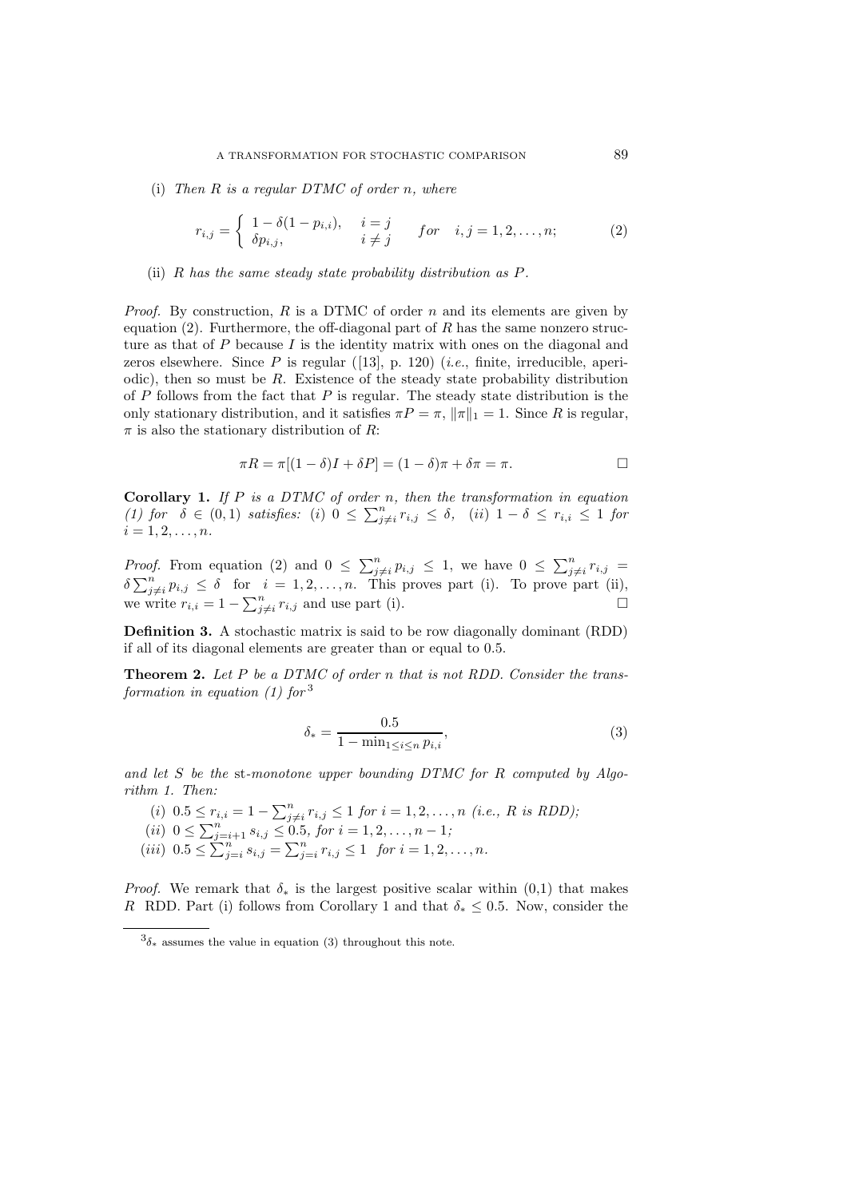(i) *Then $R$ is a regular DTMC of order $n$, where*

$$r_{i,j} = \begin{cases} 1 - \delta(1 - p_{i,i}), & i = j \\ \delta p_{i,j}, & i \neq j \end{cases} \quad for \quad i, j = 1, 2, \ldots, n; \tag{2}$$

(ii) *$R$ has the same steady state probability distribution as $P$.*

*Proof.* By construction, $R$ is a DTMC of order $n$ and its elements are given by equation (2). Furthermore, the off-diagonal part of $R$ has the same nonzero structure as that of $P$ because $I$ is the identity matrix with ones on the diagonal and zeros elsewhere. Since $P$ is regular ([13], p. 120) (*i.e.*, finite, irreducible, aperiodic), then so must be $R$. Existence of the steady state probability distribution of $P$ follows from the fact that $P$ is regular. The steady state distribution is the only stationary distribution, and it satisfies $\pi P = \pi$, $\|\pi\|_1 = 1$. Since $R$ is regular, $\pi$ is also the stationary distribution of $R$:

$$\pi R = \pi[(1 - \delta)I + \delta P] = (1 - \delta)\pi + \delta\pi = \pi. \qquad \square$$

**Corollary 1.** *If $P$ is a DTMC of order $n$, then the transformation in equation (1) for $\delta \in (0, 1)$ satisfies: (i) $0 \leq \sum_{j \neq i}^{n} r_{i,j} \leq \delta$, (ii) $1 - \delta \leq r_{i,i} \leq 1$ for $i = 1, 2, \ldots, n$.*

*Proof.* From equation (2) and $0 \leq \sum_{j \neq i}^{n} p_{i,j} \leq 1$, we have $0 \leq \sum_{j \neq i}^{n} r_{i,j} = \delta \sum_{j \neq i}^{n} p_{i,j} \leq \delta$ for $i = 1, 2, \ldots, n$. This proves part (i). To prove part (ii), we write $r_{i,i} = 1 - \sum_{j \neq i}^{n} r_{i,j}$ and use part (i). $\square$

**Definition 3.** A stochastic matrix is said to be row diagonally dominant (RDD) if all of its diagonal elements are greater than or equal to 0.5.

**Theorem 2.** *Let $P$ be a DTMC of order $n$ that is not RDD. Consider the transformation in equation (1) for*[3]

$$\delta_* = \frac{0.5}{1 - \min_{1 \leq i \leq n} p_{i,i}}, \tag{3}$$

*and let $S$ be the* st*-monotone upper bounding DTMC for $R$ computed by Algorithm 1. Then:*

(i) $0.5 \leq r_{i,i} = 1 - \sum_{j \neq i}^{n} r_{i,j} \leq 1$ *for $i = 1, 2, \ldots, n$ (i.e., $R$ is RDD);*

(ii) $0 \leq \sum_{j=i+1}^{n} s_{i,j} \leq 0.5$, *for $i = 1, 2, \ldots, n - 1$;*

(iii) $0.5 \leq \sum_{j=i}^{n} s_{i,j} = \sum_{j=i}^{n} r_{i,j} \leq 1$ *for $i = 1, 2, \ldots, n$.*

*Proof.* We remark that $\delta_*$ is the largest positive scalar within (0,1) that makes $R$ RDD. Part (i) follows from Corollary 1 and that $\delta_* \leq 0.5$. Now, consider the

[3] $\delta_*$ assumes the value in equation (3) throughout this note.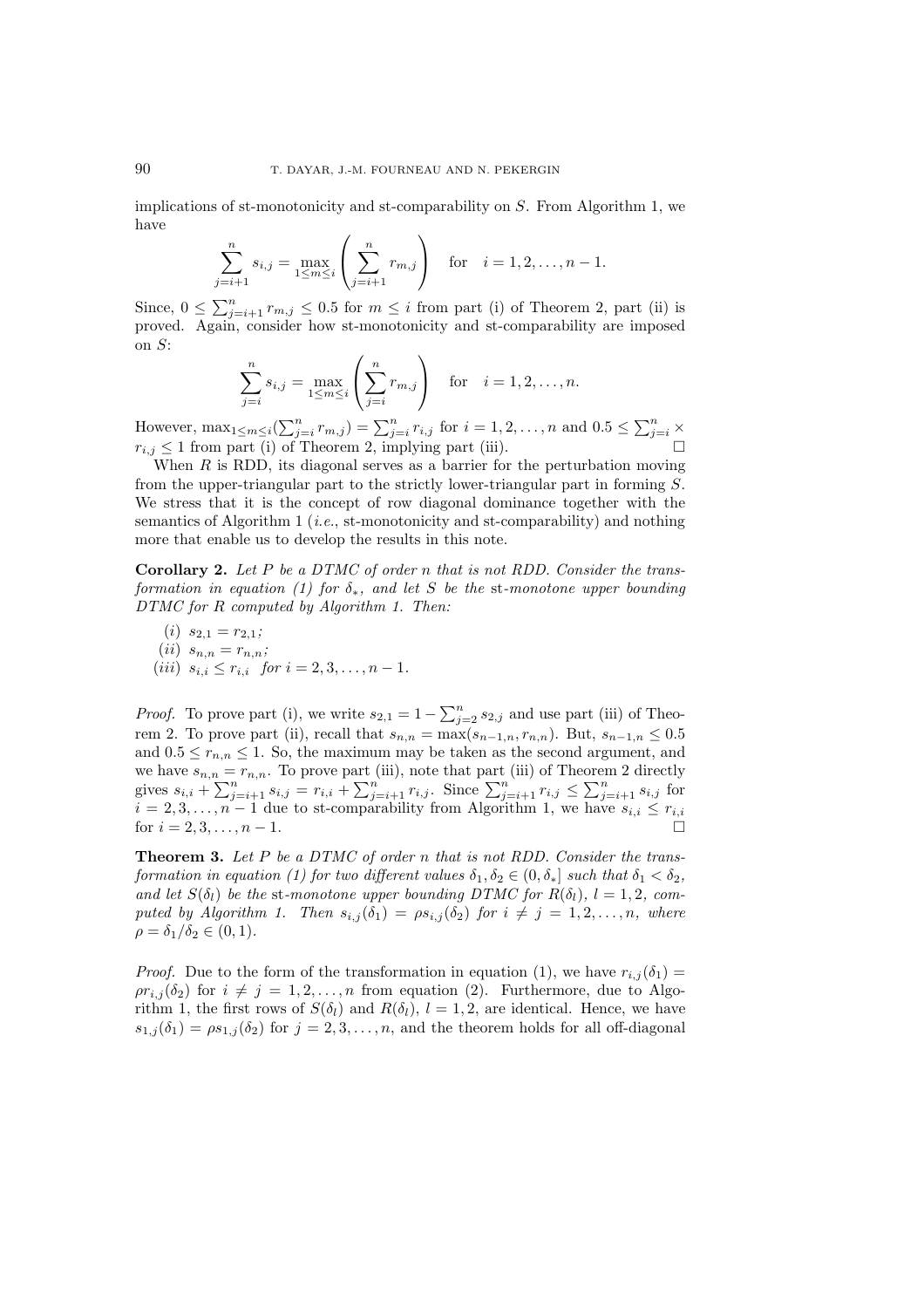implications of st-monotonicity and st-comparability on $S$. From Algorithm 1, we have

$$\sum_{j=i+1}^{n} s_{i,j} = \max_{1 \leq m \leq i} \left( \sum_{j=i+1}^{n} r_{m,j} \right) \quad \text{for} \quad i = 1, 2, \ldots, n-1.$$

Since, $0 \leq \sum_{j=i+1}^{n} r_{m,j} \leq 0.5$ for $m \leq i$ from part (i) of Theorem 2, part (ii) is proved. Again, consider how st-monotonicity and st-comparability are imposed on $S$:

$$\sum_{j=i}^{n} s_{i,j} = \max_{1 \leq m \leq i} \left( \sum_{j=i}^{n} r_{m,j} \right) \quad \text{for} \quad i = 1, 2, \ldots, n.$$

However, $\max_{1 \leq m \leq i}(\sum_{j=i}^{n} r_{m,j}) = \sum_{j=i}^{n} r_{i,j}$ for $i = 1, 2, \ldots, n$ and $0.5 \leq \sum_{j=i}^{n} \times r_{i,j} \leq 1$ from part (i) of Theorem 2, implying part (iii). □

When $R$ is RDD, its diagonal serves as a barrier for the perturbation moving from the upper-triangular part to the strictly lower-triangular part in forming $S$. We stress that it is the concept of row diagonal dominance together with the semantics of Algorithm 1 (*i.e.*, st-monotonicity and st-comparability) and nothing more that enable us to develop the results in this note.

**Corollary 2.** *Let $P$ be a DTMC of order $n$ that is not RDD. Consider the transformation in equation (1) for $\delta_*$, and let $S$ be the* st*-monotone upper bounding DTMC for $R$ computed by Algorithm 1. Then:*

- (i) $s_{2,1} = r_{2,1}$;
- (ii) $s_{n,n} = r_{n,n}$;
- (iii) $s_{i,i} \leq r_{i,i}$ *for* $i = 2, 3, \ldots, n-1$.

*Proof.* To prove part (i), we write $s_{2,1} = 1 - \sum_{j=2}^{n} s_{2,j}$ and use part (iii) of Theorem 2. To prove part (ii), recall that $s_{n,n} = \max(s_{n-1,n}, r_{n,n})$. But, $s_{n-1,n} \leq 0.5$ and $0.5 \leq r_{n,n} \leq 1$. So, the maximum may be taken as the second argument, and we have $s_{n,n} = r_{n,n}$. To prove part (iii), note that part (iii) of Theorem 2 directly gives $s_{i,i} + \sum_{j=i+1}^{n} s_{i,j} = r_{i,i} + \sum_{j=i+1}^{n} r_{i,j}$. Since $\sum_{j=i+1}^{n} r_{i,j} \leq \sum_{j=i+1}^{n} s_{i,j}$ for $i = 2, 3, \ldots, n-1$ due to st-comparability from Algorithm 1, we have $s_{i,i} \leq r_{i,i}$ for $i = 2, 3, \ldots, n-1$. □

**Theorem 3.** *Let $P$ be a DTMC of order $n$ that is not RDD. Consider the transformation in equation (1) for two different values $\delta_1, \delta_2 \in (0, \delta_*]$ such that $\delta_1 < \delta_2$, and let $S(\delta_l)$ be the* st*-monotone upper bounding DTMC for $R(\delta_l)$, $l = 1, 2$, computed by Algorithm 1. Then $s_{i,j}(\delta_1) = \rho s_{i,j}(\delta_2)$ for $i \neq j = 1, 2, \ldots, n$, where $\rho = \delta_1/\delta_2 \in (0, 1)$.*

*Proof.* Due to the form of the transformation in equation (1), we have $r_{i,j}(\delta_1) = \rho r_{i,j}(\delta_2)$ for $i \neq j = 1, 2, \ldots, n$ from equation (2). Furthermore, due to Algorithm 1, the first rows of $S(\delta_l)$ and $R(\delta_l)$, $l = 1, 2$, are identical. Hence, we have $s_{1,j}(\delta_1) = \rho s_{1,j}(\delta_2)$ for $j = 2, 3, \ldots, n$, and the theorem holds for all off-diagonal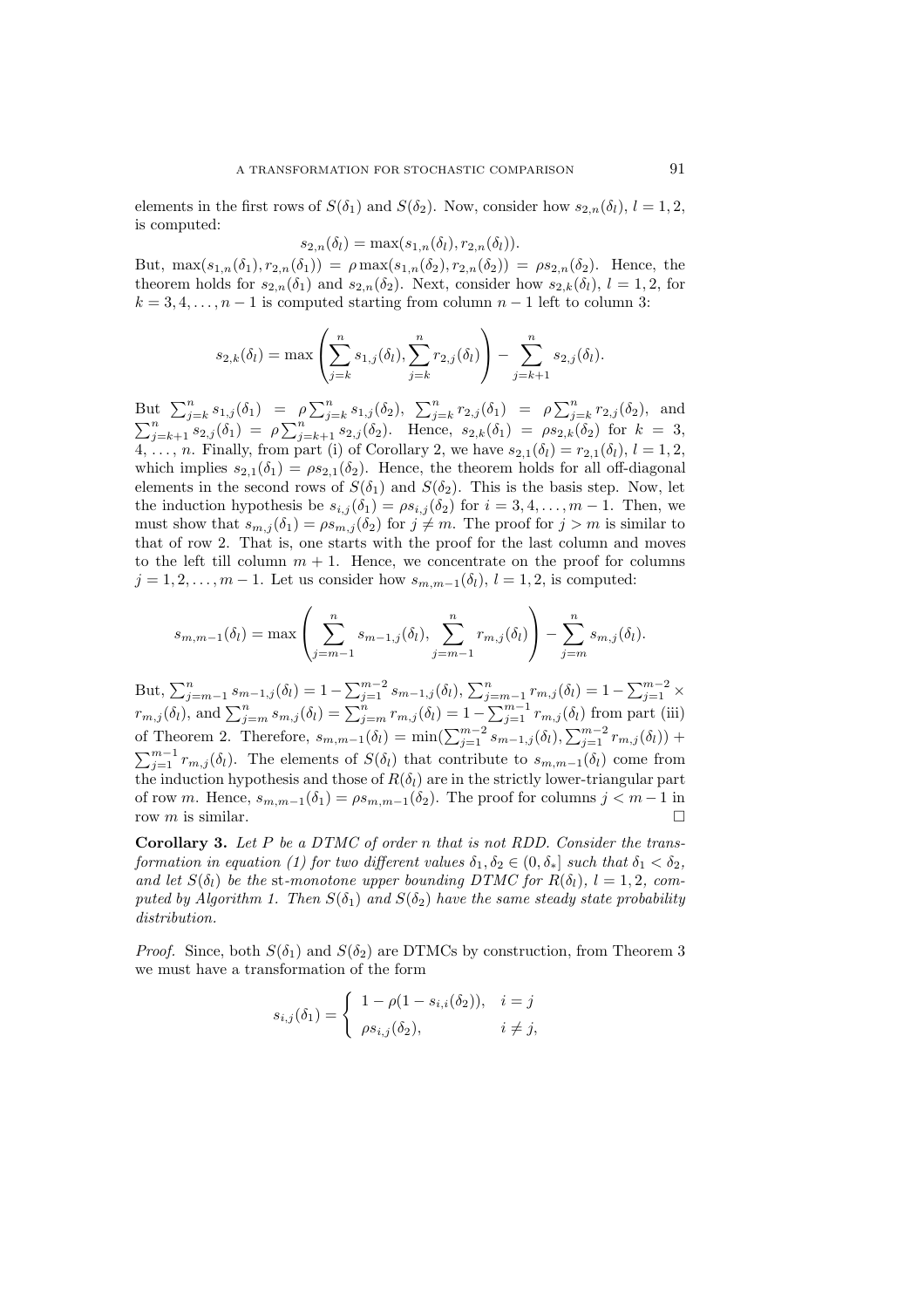elements in the first rows of $S(\delta_1)$ and $S(\delta_2)$. Now, consider how $s_{2,n}(\delta_l)$, $l = 1, 2$, is computed:

$$s_{2,n}(\delta_l) = \max(s_{1,n}(\delta_l), r_{2,n}(\delta_l)).$$

But, $\max(s_{1,n}(\delta_1), r_{2,n}(\delta_1)) = \rho \max(s_{1,n}(\delta_2), r_{2,n}(\delta_2)) = \rho s_{2,n}(\delta_2)$. Hence, the theorem holds for $s_{2,n}(\delta_1)$ and $s_{2,n}(\delta_2)$. Next, consider how $s_{2,k}(\delta_l)$, $l = 1, 2$, for $k = 3, 4, \ldots, n-1$ is computed starting from column $n-1$ left to column 3:

$$s_{2,k}(\delta_l) = \max\left(\sum_{j=k}^{n} s_{1,j}(\delta_l), \sum_{j=k}^{n} r_{2,j}(\delta_l)\right) - \sum_{j=k+1}^{n} s_{2,j}(\delta_l).$$

But $\sum_{j=k}^{n} s_{1,j}(\delta_1) = \rho \sum_{j=k}^{n} s_{1,j}(\delta_2)$, $\sum_{j=k}^{n} r_{2,j}(\delta_1) = \rho \sum_{j=k}^{n} r_{2,j}(\delta_2)$, and $\sum_{j=k+1}^{n} s_{2,j}(\delta_1) = \rho \sum_{j=k+1}^{n} s_{2,j}(\delta_2)$. Hence, $s_{2,k}(\delta_1) = \rho s_{2,k}(\delta_2)$ for $k = 3$, $4, \ldots, n$. Finally, from part (i) of Corollary 2, we have $s_{2,1}(\delta_l) = r_{2,1}(\delta_l)$, $l = 1, 2$, which implies $s_{2,1}(\delta_1) = \rho s_{2,1}(\delta_2)$. Hence, the theorem holds for all off-diagonal elements in the second rows of $S(\delta_1)$ and $S(\delta_2)$. This is the basis step. Now, let the induction hypothesis be $s_{i,j}(\delta_1) = \rho s_{i,j}(\delta_2)$ for $i = 3, 4, \ldots, m-1$. Then, we must show that $s_{m,j}(\delta_1) = \rho s_{m,j}(\delta_2)$ for $j \neq m$. The proof for $j > m$ is similar to that of row 2. That is, one starts with the proof for the last column and moves to the left till column $m+1$. Hence, we concentrate on the proof for columns $j = 1, 2, \ldots, m-1$. Let us consider how $s_{m,m-1}(\delta_l)$, $l = 1, 2$, is computed:

$$s_{m,m-1}(\delta_l) = \max\left(\sum_{j=m-1}^{n} s_{m-1,j}(\delta_l), \sum_{j=m-1}^{n} r_{m,j}(\delta_l)\right) - \sum_{j=m}^{n} s_{m,j}(\delta_l).$$

But, $\sum_{j=m-1}^{n} s_{m-1,j}(\delta_l) = 1 - \sum_{j=1}^{m-2} s_{m-1,j}(\delta_l)$, $\sum_{j=m-1}^{n} r_{m,j}(\delta_l) = 1 - \sum_{j=1}^{m-2} \times r_{m,j}(\delta_l)$, and $\sum_{j=m}^{n} s_{m,j}(\delta_l) = \sum_{j=m}^{n} r_{m,j}(\delta_l) = 1 - \sum_{j=1}^{m-1} r_{m,j}(\delta_l)$ from part (iii) of Theorem 2. Therefore, $s_{m,m-1}(\delta_l) = \min(\sum_{j=1}^{m-2} s_{m-1,j}(\delta_l), \sum_{j=1}^{m-2} r_{m,j}(\delta_l)) + \sum_{j=1}^{m-1} r_{m,j}(\delta_l)$. The elements of $S(\delta_l)$ that contribute to $s_{m,m-1}(\delta_l)$ come from the induction hypothesis and those of $R(\delta_l)$ are in the strictly lower-triangular part of row $m$. Hence, $s_{m,m-1}(\delta_1) = \rho s_{m,m-1}(\delta_2)$. The proof for columns $j < m-1$ in row $m$ is similar. □

**Corollary 3.** *Let $P$ be a DTMC of order $n$ that is not RDD. Consider the transformation in equation (1) for two different values $\delta_1, \delta_2 \in (0, \delta_*]$ such that $\delta_1 < \delta_2$, and let $S(\delta_l)$ be the* st*-monotone upper bounding DTMC for $R(\delta_l)$, $l = 1, 2$, computed by Algorithm 1. Then $S(\delta_1)$ and $S(\delta_2)$ have the same steady state probability distribution.*

*Proof.* Since, both $S(\delta_1)$ and $S(\delta_2)$ are DTMCs by construction, from Theorem 3 we must have a transformation of the form

$$s_{i,j}(\delta_1) = \begin{cases} 1 - \rho(1 - s_{i,i}(\delta_2)), & i = j \\ \rho s_{i,j}(\delta_2), & i \neq j, \end{cases}$$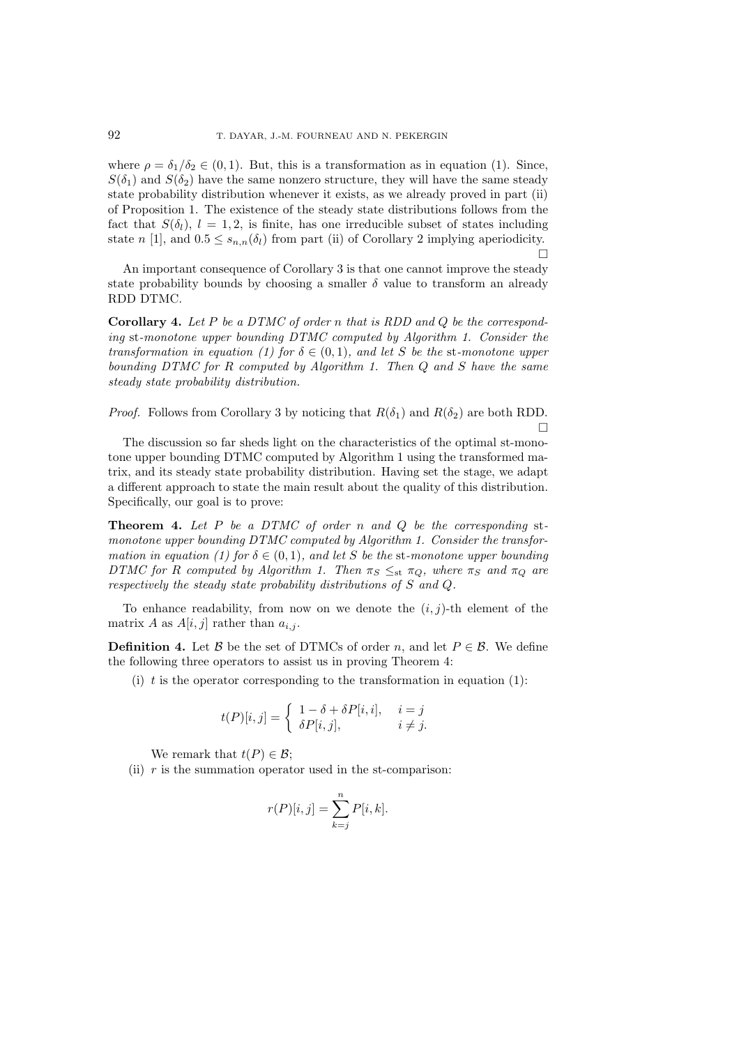where $\rho = \delta_1/\delta_2 \in (0, 1)$. But, this is a transformation as in equation (1). Since, $S(\delta_1)$ and $S(\delta_2)$ have the same nonzero structure, they will have the same steady state probability distribution whenever it exists, as we already proved in part (ii) of Proposition 1. The existence of the steady state distributions follows from the fact that $S(\delta_l)$, $l = 1, 2$, is finite, has one irreducible subset of states including state $n$ [1], and $0.5 \leq s_{n,n}(\delta_l)$ from part (ii) of Corollary 2 implying aperiodicity. □

An important consequence of Corollary 3 is that one cannot improve the steady state probability bounds by choosing a smaller $\delta$ value to transform an already RDD DTMC.

**Corollary 4.** *Let $P$ be a DTMC of order $n$ that is RDD and $Q$ be the corresponding* st*-monotone upper bounding DTMC computed by Algorithm 1. Consider the transformation in equation (1) for $\delta \in (0, 1)$, and let $S$ be the* st*-monotone upper bounding DTMC for $R$ computed by Algorithm 1. Then $Q$ and $S$ have the same steady state probability distribution.*

*Proof.* Follows from Corollary 3 by noticing that $R(\delta_1)$ and $R(\delta_2)$ are both RDD. □

The discussion so far sheds light on the characteristics of the optimal st-monotone upper bounding DTMC computed by Algorithm 1 using the transformed matrix, and its steady state probability distribution. Having set the stage, we adapt a different approach to state the main result about the quality of this distribution. Specifically, our goal is to prove:

**Theorem 4.** *Let $P$ be a DTMC of order $n$ and $Q$ be the corresponding* st*-monotone upper bounding DTMC computed by Algorithm 1. Consider the transformation in equation (1) for $\delta \in (0, 1)$, and let $S$ be the* st*-monotone upper bounding DTMC for $R$ computed by Algorithm 1. Then $\pi_S \leq_{\text{st}} \pi_Q$, where $\pi_S$ and $\pi_Q$ are respectively the steady state probability distributions of $S$ and $Q$.*

To enhance readability, from now on we denote the $(i, j)$-th element of the matrix $A$ as $A[i, j]$ rather than $a_{i,j}$.

**Definition 4.** Let $\mathcal{B}$ be the set of DTMCs of order $n$, and let $P \in \mathcal{B}$. We define the following three operators to assist us in proving Theorem 4:

(i) $t$ is the operator corresponding to the transformation in equation (1):

$$t(P)[i, j] = \begin{cases} 1 - \delta + \delta P[i, i], & i = j \\ \delta P[i, j], & i \neq j. \end{cases}$$

We remark that $t(P) \in \mathcal{B}$;

(ii) $r$ is the summation operator used in the st-comparison:

$$r(P)[i, j] = \sum_{k=j}^{n} P[i, k].$$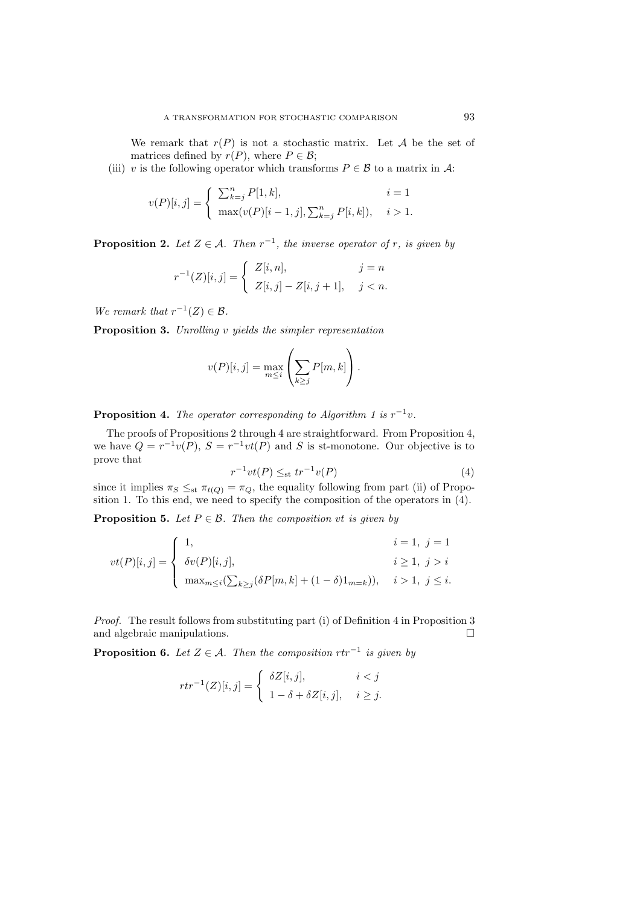We remark that $r(P)$ is not a stochastic matrix. Let $\mathcal{A}$ be the set of matrices defined by $r(P)$, where $P \in \mathcal{B}$;

(iii) $v$ is the following operator which transforms $P \in \mathcal{B}$ to a matrix in $\mathcal{A}$:

$$v(P)[i,j] = \begin{cases} \sum_{k=j}^{n} P[1,k], & i = 1 \\ \max(v(P)[i-1,j], \sum_{k=j}^{n} P[i,k]), & i > 1. \end{cases}$$

**Proposition 2.** *Let $Z \in \mathcal{A}$. Then $r^{-1}$, the inverse operator of $r$, is given by*

$$r^{-1}(Z)[i,j] = \begin{cases} Z[i,n], & j = n \\ Z[i,j] - Z[i,j+1], & j < n. \end{cases}$$

*We remark that $r^{-1}(Z) \in \mathcal{B}$.*

**Proposition 3.** *Unrolling $v$ yields the simpler representation*

$$v(P)[i,j] = \max_{m \leq i} \left( \sum_{k \geq j} P[m,k] \right).$$

**Proposition 4.** *The operator corresponding to Algorithm 1 is $r^{-1}v$.*

The proofs of Propositions 2 through 4 are straightforward. From Proposition 4, we have $Q = r^{-1}v(P)$, $S = r^{-1}vt(P)$ and $S$ is st-monotone. Our objective is to prove that

$$r^{-1}vt(P) \leq_{\mathrm{st}} tr^{-1}v(P) \tag{4}$$

since it implies $\pi_S \leq_{\mathrm{st}} \pi_{t(Q)} = \pi_Q$, the equality following from part (ii) of Proposition 1. To this end, we need to specify the composition of the operators in (4).

**Proposition 5.** *Let $P \in \mathcal{B}$. Then the composition $vt$ is given by*

$$vt(P)[i,j] = \begin{cases} 1, & i = 1,\ j = 1 \\ \delta v(P)[i,j], & i \geq 1,\ j > i \\ \max_{m \leq i} (\sum_{k \geq j} (\delta P[m,k] + (1-\delta) 1_{m=k})), & i > 1,\ j \leq i. \end{cases}$$

*Proof.* The result follows from substituting part (i) of Definition 4 in Proposition 3 and algebraic manipulations. $\square$

**Proposition 6.** *Let $Z \in \mathcal{A}$. Then the composition $rtr^{-1}$ is given by*

$$rtr^{-1}(Z)[i,j] = \begin{cases} \delta Z[i,j], & i < j \\ 1 - \delta + \delta Z[i,j], & i \geq j. \end{cases}$$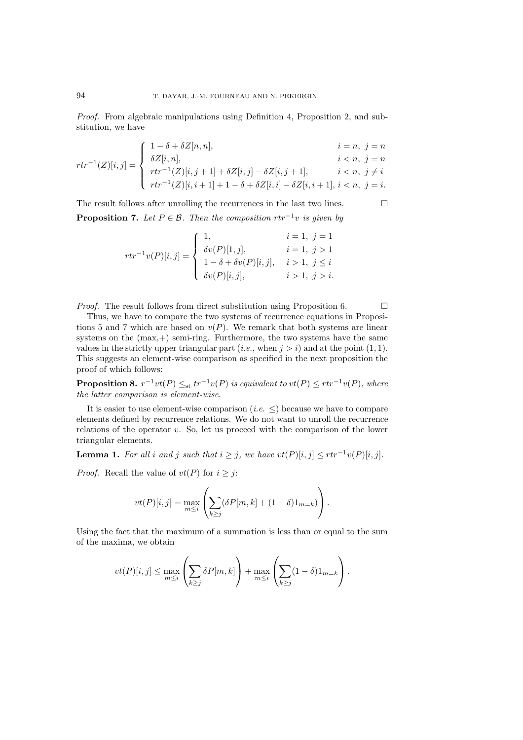*Proof.* From algebraic manipulations using Definition 4, Proposition 2, and substitution, we have

$$rtr^{-1}(Z)[i,j] = \begin{cases} 1-\delta+\delta Z[n,n], & i=n,\ j=n \\ \delta Z[i,n], & i<n,\ j=n \\ rtr^{-1}(Z)[i,j+1]+\delta Z[i,j]-\delta Z[i,j+1], & i<n,\ j\neq i \\ rtr^{-1}(Z)[i,i+1]+1-\delta+\delta Z[i,i]-\delta Z[i,i+1], & i<n,\ j=i. \end{cases}$$

The result follows after unrolling the recurrences in the last two lines. □

**Proposition 7.** *Let $P \in \mathcal{B}$. Then the composition $rtr^{-1}v$ is given by*

$$rtr^{-1}v(P)[i,j] = \begin{cases} 1, & i=1,\ j=1 \\ \delta v(P)[1,j], & i=1,\ j>1 \\ 1-\delta+\delta v(P)[i,j], & i>1,\ j\leq i \\ \delta v(P)[i,j], & i>1,\ j>i. \end{cases}$$

*Proof.* The result follows from direct substitution using Proposition 6. □

Thus, we have to compare the two systems of recurrence equations in Propositions 5 and 7 which are based on $v(P)$. We remark that both systems are linear systems on the (max,+) semi-ring. Furthermore, the two systems have the same values in the strictly upper triangular part (*i.e.*, when $j > i$) and at the point $(1,1)$. This suggests an element-wise comparison as specified in the next proposition the proof of which follows:

**Proposition 8.** *$r^{-1}vt(P) \leq_{\mathrm{st}} tr^{-1}v(P)$ is equivalent to $vt(P) \leq rtr^{-1}v(P)$, where the latter comparison is element-wise.*

It is easier to use element-wise comparison (*i.e.* $\leq$) because we have to compare elements defined by recurrence relations. We do not want to unroll the recurrence relations of the operator $v$. So, let us proceed with the comparison of the lower triangular elements.

**Lemma 1.** *For all $i$ and $j$ such that $i \geq j$, we have $vt(P)[i,j] \leq rtr^{-1}v(P)[i,j]$.*

*Proof.* Recall the value of $vt(P)$ for $i \geq j$:

$$vt(P)[i,j] = \max_{m\leq i}\left(\sum_{k\geq j}(\delta P[m,k]+(1-\delta)1_{m=k})\right).$$

Using the fact that the maximum of a summation is less than or equal to the sum of the maxima, we obtain

$$vt(P)[i,j] \leq \max_{m\leq i}\left(\sum_{k\geq j}\delta P[m,k]\right)+\max_{m\leq i}\left(\sum_{k\geq j}(1-\delta)1_{m=k}\right).$$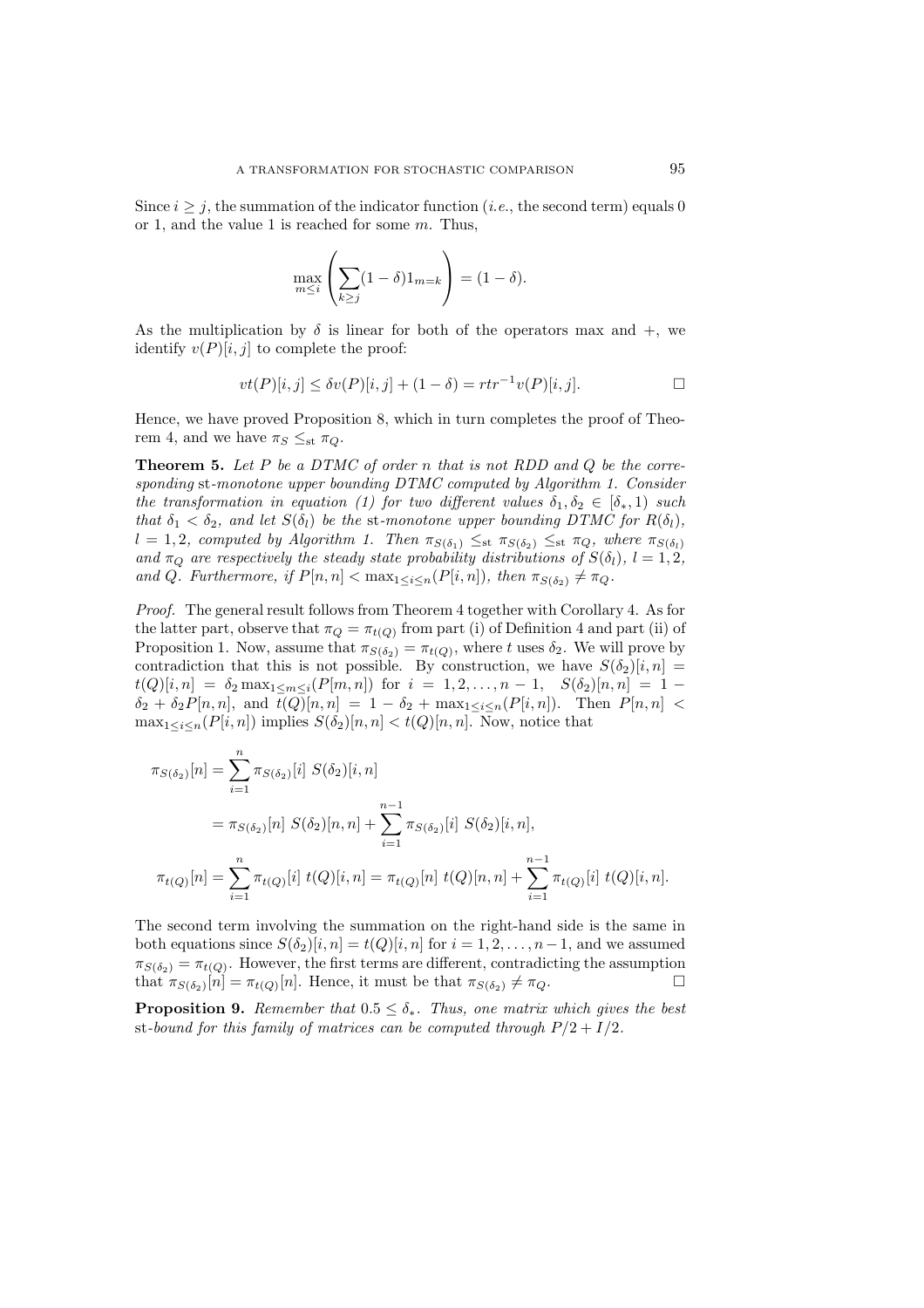Since $i \geq j$, the summation of the indicator function (*i.e.*, the second term) equals 0 or 1, and the value 1 is reached for some $m$. Thus,

$$\max_{m \leq i} \left( \sum_{k \geq j} (1-\delta) 1_{m=k} \right) = (1-\delta).$$

As the multiplication by $\delta$ is linear for both of the operators max and $+$, we identify $v(P)[i,j]$ to complete the proof:

$$vt(P)[i,j] \leq \delta v(P)[i,j] + (1-\delta) = rtr^{-1}v(P)[i,j]. \qquad \square$$

Hence, we have proved Proposition 8, which in turn completes the proof of Theorem 4, and we have $\pi_S \leq_{\text{st}} \pi_Q$.

**Theorem 5.** *Let $P$ be a DTMC of order $n$ that is not RDD and $Q$ be the corresponding* st*-monotone upper bounding DTMC computed by Algorithm 1. Consider the transformation in equation (1) for two different values $\delta_1, \delta_2 \in [\delta_*, 1)$ such that $\delta_1 < \delta_2$, and let $S(\delta_l)$ be the* st*-monotone upper bounding DTMC for $R(\delta_l)$, $l = 1, 2$, computed by Algorithm 1. Then $\pi_{S(\delta_1)} \leq_{\text{st}} \pi_{S(\delta_2)} \leq_{\text{st}} \pi_Q$, where $\pi_{S(\delta_l)}$ and $\pi_Q$ are respectively the steady state probability distributions of $S(\delta_l)$, $l = 1, 2$, and $Q$. Furthermore, if $P[n,n] < \max_{1 \leq i \leq n}(P[i,n])$, then $\pi_{S(\delta_2)} \neq \pi_Q$.*

*Proof.* The general result follows from Theorem 4 together with Corollary 4. As for the latter part, observe that $\pi_Q = \pi_{t(Q)}$ from part (i) of Definition 4 and part (ii) of Proposition 1. Now, assume that $\pi_{S(\delta_2)} = \pi_{t(Q)}$, where $t$ uses $\delta_2$. We will prove by contradiction that this is not possible. By construction, we have $S(\delta_2)[i,n] = t(Q)[i,n] = \delta_2 \max_{1 \leq m \leq i}(P[m,n])$ for $i = 1, 2, \ldots, n-1$, $S(\delta_2)[n,n] = 1 - \delta_2 + \delta_2 P[n,n]$, and $t(Q)[n,n] = 1 - \delta_2 + \max_{1 \leq i \leq n}(P[i,n])$. Then $P[n,n] < \max_{1 \leq i \leq n}(P[i,n])$ implies $S(\delta_2)[n,n] < t(Q)[n,n]$. Now, notice that

$$\begin{aligned}
\pi_{S(\delta_2)}[n] &= \sum_{i=1}^{n} \pi_{S(\delta_2)}[i] \; S(\delta_2)[i,n] \\
&= \pi_{S(\delta_2)}[n] \; S(\delta_2)[n,n] + \sum_{i=1}^{n-1} \pi_{S(\delta_2)}[i] \; S(\delta_2)[i,n], \\
\pi_{t(Q)}[n] &= \sum_{i=1}^{n} \pi_{t(Q)}[i] \; t(Q)[i,n] = \pi_{t(Q)}[n] \; t(Q)[n,n] + \sum_{i=1}^{n-1} \pi_{t(Q)}[i] \; t(Q)[i,n].
\end{aligned}$$

The second term involving the summation on the right-hand side is the same in both equations since $S(\delta_2)[i,n] = t(Q)[i,n]$ for $i = 1, 2, \ldots, n-1$, and we assumed $\pi_{S(\delta_2)} = \pi_{t(Q)}$. However, the first terms are different, contradicting the assumption that $\pi_{S(\delta_2)}[n] = \pi_{t(Q)}[n]$. Hence, it must be that $\pi_{S(\delta_2)} \neq \pi_Q$. $\square$

**Proposition 9.** *Remember that $0.5 \leq \delta_*$. Thus, one matrix which gives the best* st*-bound for this family of matrices can be computed through $P/2 + I/2$.*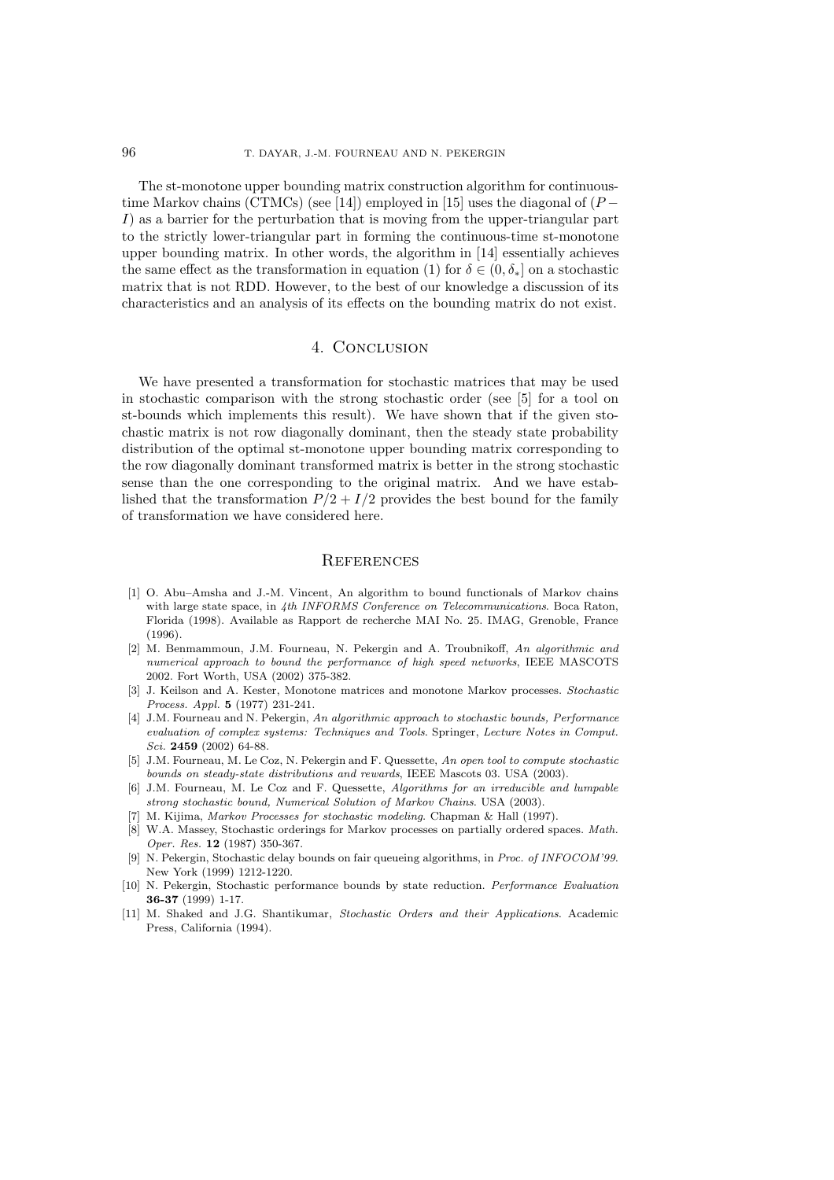The st-monotone upper bounding matrix construction algorithm for continuous-time Markov chains (CTMCs) (see [14]) employed in [15] uses the diagonal of $(P - I)$ as a barrier for the perturbation that is moving from the upper-triangular part to the strictly lower-triangular part in forming the continuous-time st-monotone upper bounding matrix. In other words, the algorithm in [14] essentially achieves the same effect as the transformation in equation (1) for $\delta \in (0, \delta_*]$ on a stochastic matrix that is not RDD. However, to the best of our knowledge a discussion of its characteristics and an analysis of its effects on the bounding matrix do not exist.

## 4. Conclusion

We have presented a transformation for stochastic matrices that may be used in stochastic comparison with the strong stochastic order (see [5] for a tool on st-bounds which implements this result). We have shown that if the given stochastic matrix is not row diagonally dominant, then the steady state probability distribution of the optimal st-monotone upper bounding matrix corresponding to the row diagonally dominant transformed matrix is better in the strong stochastic sense than the one corresponding to the original matrix. And we have established that the transformation $P/2 + I/2$ provides the best bound for the family of transformation we have considered here.

## References

[1] O. Abu–Amsha and J.-M. Vincent, An algorithm to bound functionals of Markov chains with large state space, in *4th INFORMS Conference on Telecommunications*. Boca Raton, Florida (1998). Available as Rapport de recherche MAI No. 25. IMAG, Grenoble, France (1996).

[2] M. Benmammoun, J.M. Fourneau, N. Pekergin and A. Troubnikoff, *An algorithmic and numerical approach to bound the performance of high speed networks*, IEEE MASCOTS 2002. Fort Worth, USA (2002) 375-382.

[3] J. Keilson and A. Kester, Monotone matrices and monotone Markov processes. *Stochastic Process. Appl.* **5** (1977) 231-241.

[4] J.M. Fourneau and N. Pekergin, *An algorithmic approach to stochastic bounds, Performance evaluation of complex systems: Techniques and Tools*. Springer, *Lecture Notes in Comput. Sci.* **2459** (2002) 64-88.

[5] J.M. Fourneau, M. Le Coz, N. Pekergin and F. Quessette, *An open tool to compute stochastic bounds on steady-state distributions and rewards*, IEEE Mascots 03. USA (2003).

[6] J.M. Fourneau, M. Le Coz and F. Quessette, *Algorithms for an irreducible and lumpable strong stochastic bound, Numerical Solution of Markov Chains*. USA (2003).

[7] M. Kijima, *Markov Processes for stochastic modeling*. Chapman & Hall (1997).

[8] W.A. Massey, Stochastic orderings for Markov processes on partially ordered spaces. *Math. Oper. Res.* **12** (1987) 350-367.

[9] N. Pekergin, Stochastic delay bounds on fair queueing algorithms, in *Proc. of INFOCOM'99*. New York (1999) 1212-1220.

[10] N. Pekergin, Stochastic performance bounds by state reduction. *Performance Evaluation* **36-37** (1999) 1-17.

[11] M. Shaked and J.G. Shantikumar, *Stochastic Orders and their Applications*. Academic Press, California (1994).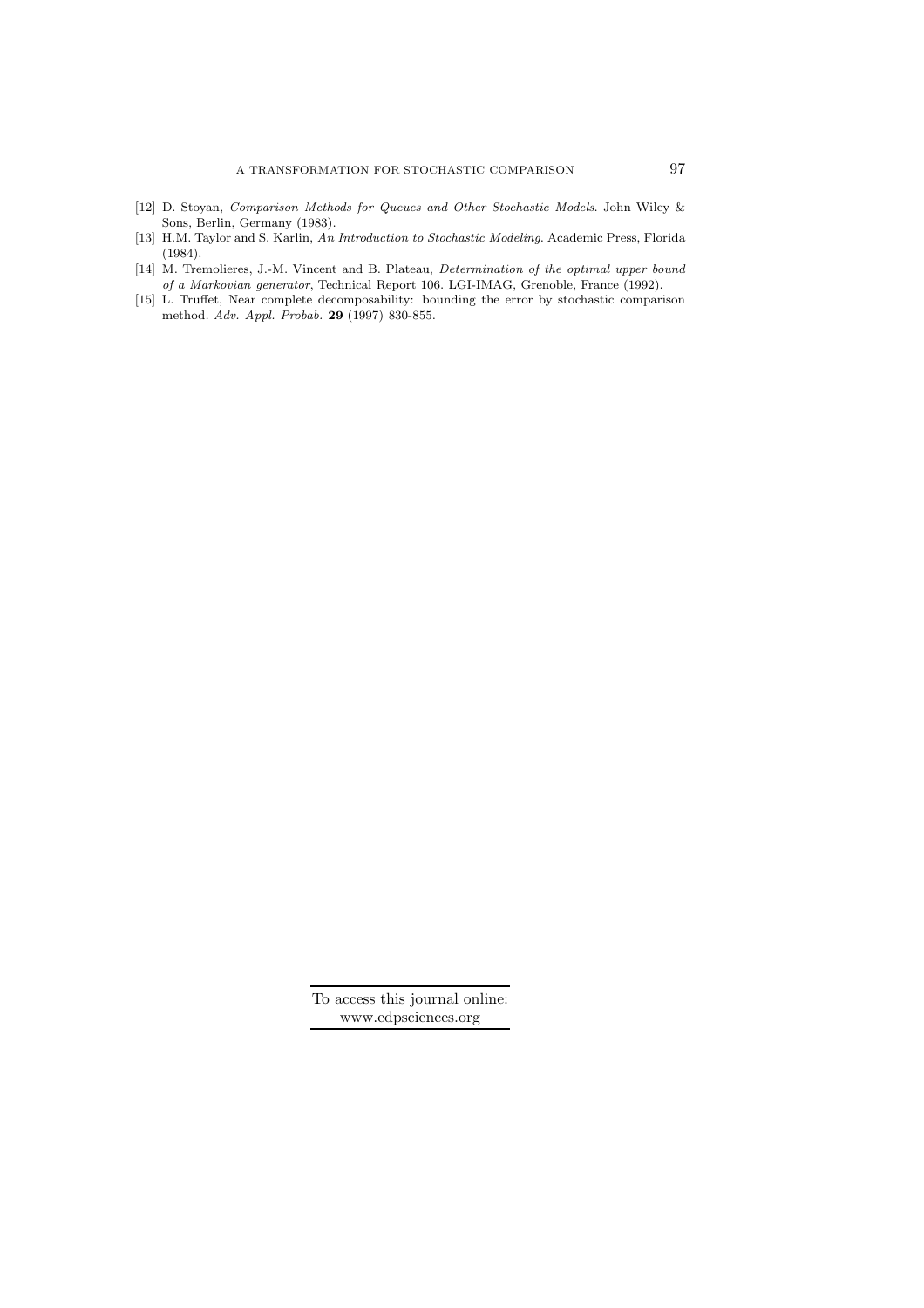[12] D. Stoyan, *Comparison Methods for Queues and Other Stochastic Models*. John Wiley & Sons, Berlin, Germany (1983).

[13] H.M. Taylor and S. Karlin, *An Introduction to Stochastic Modeling*. Academic Press, Florida (1984).

[14] M. Tremolieres, J.-M. Vincent and B. Plateau, *Determination of the optimal upper bound of a Markovian generator*, Technical Report 106. LGI-IMAG, Grenoble, France (1992).

[15] L. Truffet, Near complete decomposability: bounding the error by stochastic comparison method. *Adv. Appl. Probab.* **29** (1997) 830-855.

To access this journal online:
www.edpsciences.org